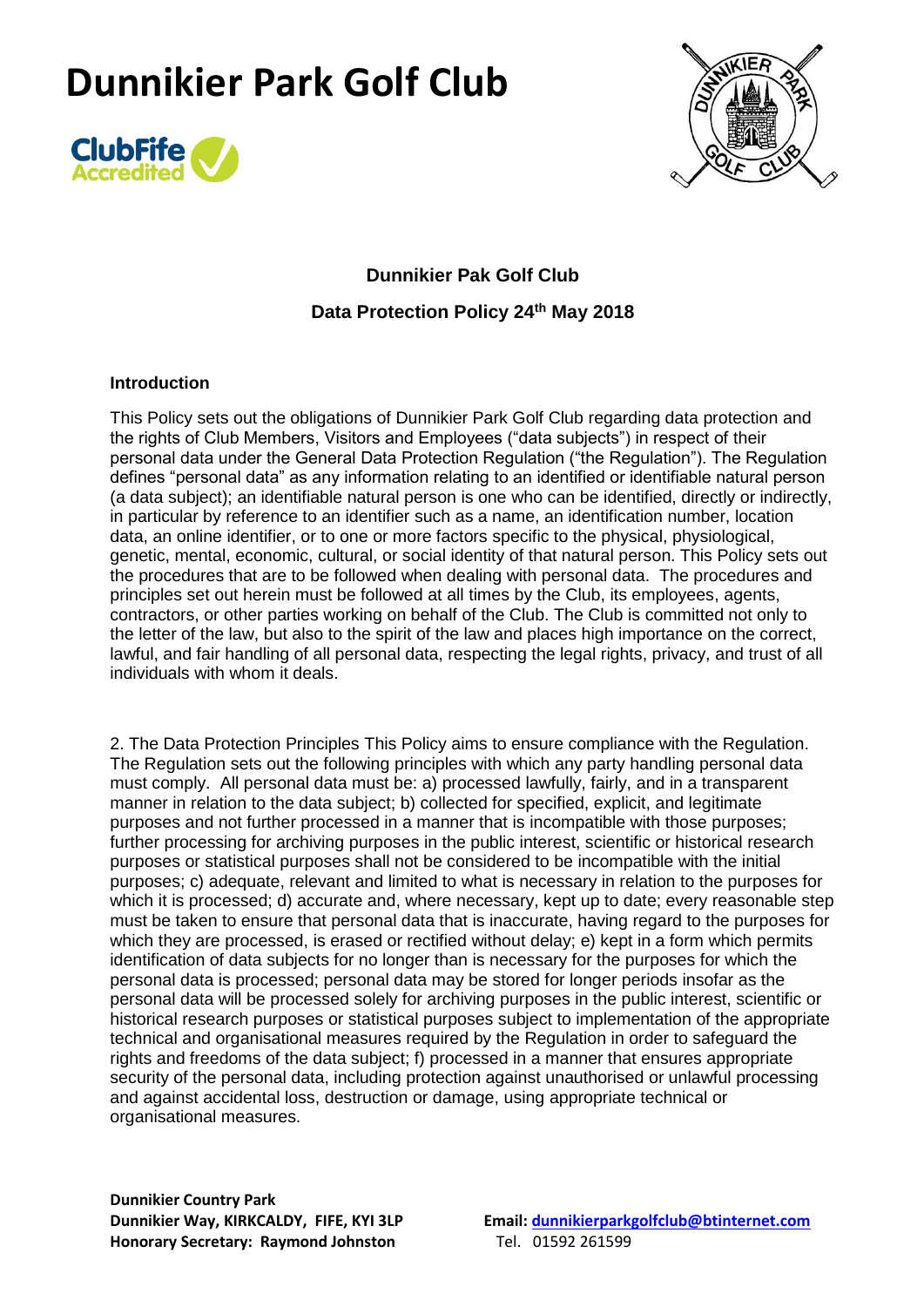# Dunnikier Park Golf Club

**Dunnikier Pak Golf Club**

**Data Protection Policy 24th May 2018**

**Introduction**

This Policy sets out the obligations of Dunnikier Park Golf Club regarding data protection and the rights of Club Members, Visitors and Employees ("data subjects") in respect of their personal data under the General Data Protection Regulation ("the Regulation"). The Regulation defines "personal data" as any information relating to an identified or identifiable natural person (a data subject); an identifiable natural person is one who can be identified, directly or indirectly, in particular by reference to an identifier such as a name, an identification number, location data, an online identifier, or to one or more factors specific to the physical, physiological, genetic, mental, economic, cultural, or social identity of that natural person. This Policy sets out the procedures that are to be followed when dealing with personal data. The procedures and principles set out herein must be followed at all times by the Club, its employees, agents, contractors, or other parties working on behalf of the Club. The Club is committed not only to the letter of the law, but also to the spirit of the law and places high importance on the correct, lawful, and fair handling of all personal data, respecting the legal rights, privacy, and trust of all individuals with whom it deals.

2. The Data Protection Principles This Policy aims to ensure compliance with the Regulation. The Regulation sets out the following principles with which any party handling personal data must comply. All personal data must be: a) processed lawfully, fairly, and in a transparent manner in relation to the data subject; b) collected for specified, explicit, and legitimate purposes and not further processed in a manner that is incompatible with those purposes; further processing for archiving purposes in the public interest, scientific or historical research purposes or statistical purposes shall not be considered to be incompatible with the initial purposes; c) adequate, relevant and limited to what is necessary in relation to the purposes for which it is processed; d) accurate and, where necessary, kept up to date; every reasonable step must be taken to ensure that personal data that is inaccurate, having regard to the purposes for which they are processed, is erased or rectified without delay; e) kept in a form which permits identification of data subjects for no longer than is necessary for the purposes for which the personal data is processed; personal data may be stored for longer periods insofar as the personal data will be processed solely for archiving purposes in the public interest, scientific or historical research purposes or statistical purposes subject to implementation of the appropriate technical and organisational measures required by the Regulation in order to safeguard the rights and freedoms of the data subject; f) processed in a manner that ensures appropriate security of the personal data, including protection against unauthorised or unlawful processing and against accidental loss, destruction or damage, using appropriate technical or organisational measures.

**Dunnikier Country Park**
**Dunnikier Way, KIRKCALDY, FIFE, KYI 3LP**
**Honorary Secretary: Raymond Johnston**

**Email: dunnikierparkgolfclub@btinternet.com**
Tel. 01592 261599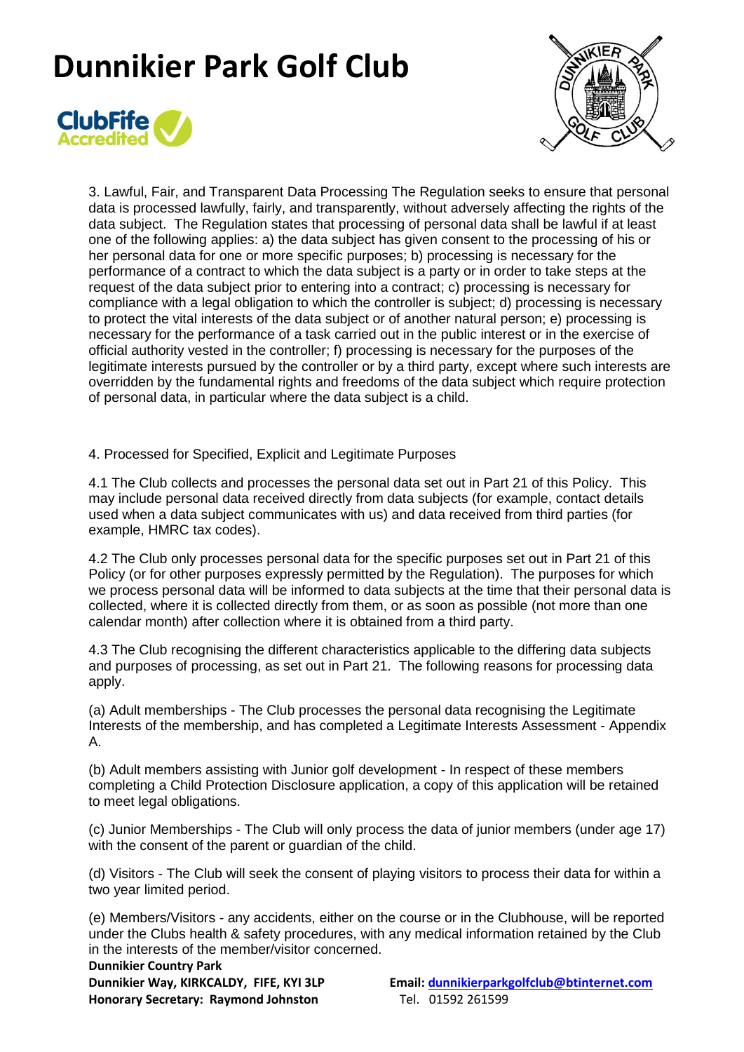3. Lawful, Fair, and Transparent Data Processing The Regulation seeks to ensure that personal data is processed lawfully, fairly, and transparently, without adversely affecting the rights of the data subject. The Regulation states that processing of personal data shall be lawful if at least one of the following applies: a) the data subject has given consent to the processing of his or her personal data for one or more specific purposes; b) processing is necessary for the performance of a contract to which the data subject is a party or in order to take steps at the request of the data subject prior to entering into a contract; c) processing is necessary for compliance with a legal obligation to which the controller is subject; d) processing is necessary to protect the vital interests of the data subject or of another natural person; e) processing is necessary for the performance of a task carried out in the public interest or in the exercise of official authority vested in the controller; f) processing is necessary for the purposes of the legitimate interests pursued by the controller or by a third party, except where such interests are overridden by the fundamental rights and freedoms of the data subject which require protection of personal data, in particular where the data subject is a child.

4. Processed for Specified, Explicit and Legitimate Purposes

4.1 The Club collects and processes the personal data set out in Part 21 of this Policy. This may include personal data received directly from data subjects (for example, contact details used when a data subject communicates with us) and data received from third parties (for example, HMRC tax codes).

4.2 The Club only processes personal data for the specific purposes set out in Part 21 of this Policy (or for other purposes expressly permitted by the Regulation). The purposes for which we process personal data will be informed to data subjects at the time that their personal data is collected, where it is collected directly from them, or as soon as possible (not more than one calendar month) after collection where it is obtained from a third party.

4.3 The Club recognising the different characteristics applicable to the differing data subjects and purposes of processing, as set out in Part 21. The following reasons for processing data apply.

(a) Adult memberships - The Club processes the personal data recognising the Legitimate Interests of the membership, and has completed a Legitimate Interests Assessment - Appendix A.

(b) Adult members assisting with Junior golf development - In respect of these members completing a Child Protection Disclosure application, a copy of this application will be retained to meet legal obligations.

(c) Junior Memberships - The Club will only process the data of junior members (under age 17) with the consent of the parent or guardian of the child.

(d) Visitors - The Club will seek the consent of playing visitors to process their data for within a two year limited period.

(e) Members/Visitors - any accidents, either on the course or in the Clubhouse, will be reported under the Clubs health & safety procedures, with any medical information retained by the Club in the interests of the member/visitor concerned.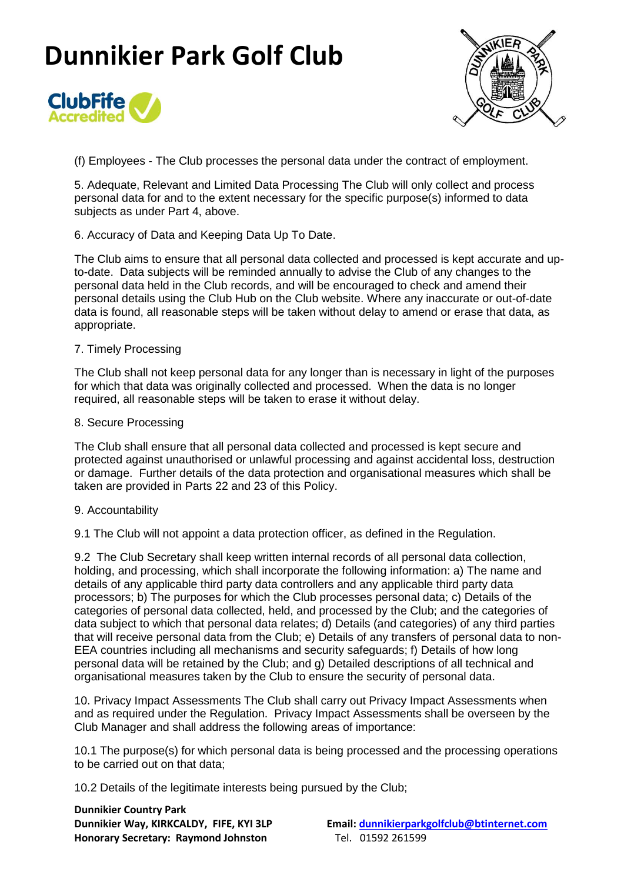(f) Employees - The Club processes the personal data under the contract of employment.

5. Adequate, Relevant and Limited Data Processing The Club will only collect and process personal data for and to the extent necessary for the specific purpose(s) informed to data subjects as under Part 4, above.

6. Accuracy of Data and Keeping Data Up To Date.

The Club aims to ensure that all personal data collected and processed is kept accurate and up-to-date. Data subjects will be reminded annually to advise the Club of any changes to the personal data held in the Club records, and will be encouraged to check and amend their personal details using the Club Hub on the Club website. Where any inaccurate or out-of-date data is found, all reasonable steps will be taken without delay to amend or erase that data, as appropriate.

7. Timely Processing

The Club shall not keep personal data for any longer than is necessary in light of the purposes for which that data was originally collected and processed. When the data is no longer required, all reasonable steps will be taken to erase it without delay.

8. Secure Processing

The Club shall ensure that all personal data collected and processed is kept secure and protected against unauthorised or unlawful processing and against accidental loss, destruction or damage. Further details of the data protection and organisational measures which shall be taken are provided in Parts 22 and 23 of this Policy.

9. Accountability

9.1 The Club will not appoint a data protection officer, as defined in the Regulation.

9.2 The Club Secretary shall keep written internal records of all personal data collection, holding, and processing, which shall incorporate the following information: a) The name and details of any applicable third party data controllers and any applicable third party data processors; b) The purposes for which the Club processes personal data; c) Details of the categories of personal data collected, held, and processed by the Club; and the categories of data subject to which that personal data relates; d) Details (and categories) of any third parties that will receive personal data from the Club; e) Details of any transfers of personal data to non-EEA countries including all mechanisms and security safeguards; f) Details of how long personal data will be retained by the Club; and g) Detailed descriptions of all technical and organisational measures taken by the Club to ensure the security of personal data.

10. Privacy Impact Assessments The Club shall carry out Privacy Impact Assessments when and as required under the Regulation. Privacy Impact Assessments shall be overseen by the Club Manager and shall address the following areas of importance:

10.1 The purpose(s) for which personal data is being processed and the processing operations to be carried out on that data;

10.2 Details of the legitimate interests being pursued by the Club;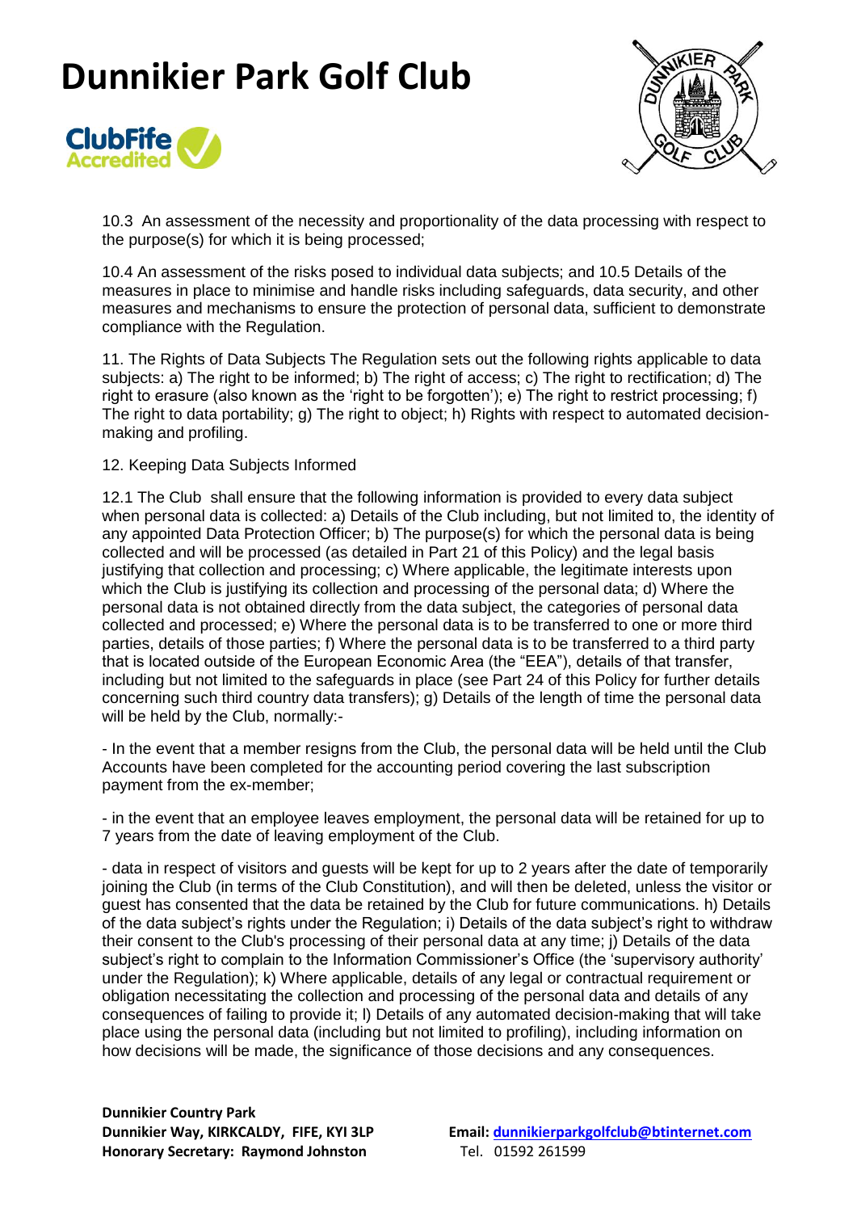10.3 An assessment of the necessity and proportionality of the data processing with respect to the purpose(s) for which it is being processed;

10.4 An assessment of the risks posed to individual data subjects; and 10.5 Details of the measures in place to minimise and handle risks including safeguards, data security, and other measures and mechanisms to ensure the protection of personal data, sufficient to demonstrate compliance with the Regulation.

11. The Rights of Data Subjects The Regulation sets out the following rights applicable to data subjects: a) The right to be informed; b) The right of access; c) The right to rectification; d) The right to erasure (also known as the 'right to be forgotten'); e) The right to restrict processing; f) The right to data portability; g) The right to object; h) Rights with respect to automated decision-making and profiling.

12. Keeping Data Subjects Informed

12.1 The Club shall ensure that the following information is provided to every data subject when personal data is collected: a) Details of the Club including, but not limited to, the identity of any appointed Data Protection Officer; b) The purpose(s) for which the personal data is being collected and will be processed (as detailed in Part 21 of this Policy) and the legal basis justifying that collection and processing; c) Where applicable, the legitimate interests upon which the Club is justifying its collection and processing of the personal data; d) Where the personal data is not obtained directly from the data subject, the categories of personal data collected and processed; e) Where the personal data is to be transferred to one or more third parties, details of those parties; f) Where the personal data is to be transferred to a third party that is located outside of the European Economic Area (the "EEA"), details of that transfer, including but not limited to the safeguards in place (see Part 24 of this Policy for further details concerning such third country data transfers); g) Details of the length of time the personal data will be held by the Club, normally:-

- In the event that a member resigns from the Club, the personal data will be held until the Club Accounts have been completed for the accounting period covering the last subscription payment from the ex-member;

- in the event that an employee leaves employment, the personal data will be retained for up to 7 years from the date of leaving employment of the Club.

- data in respect of visitors and guests will be kept for up to 2 years after the date of temporarily joining the Club (in terms of the Club Constitution), and will then be deleted, unless the visitor or guest has consented that the data be retained by the Club for future communications. h) Details of the data subject's rights under the Regulation; i) Details of the data subject's right to withdraw their consent to the Club's processing of their personal data at any time; j) Details of the data subject's right to complain to the Information Commissioner's Office (the 'supervisory authority' under the Regulation); k) Where applicable, details of any legal or contractual requirement or obligation necessitating the collection and processing of the personal data and details of any consequences of failing to provide it; l) Details of any automated decision-making that will take place using the personal data (including but not limited to profiling), including information on how decisions will be made, the significance of those decisions and any consequences.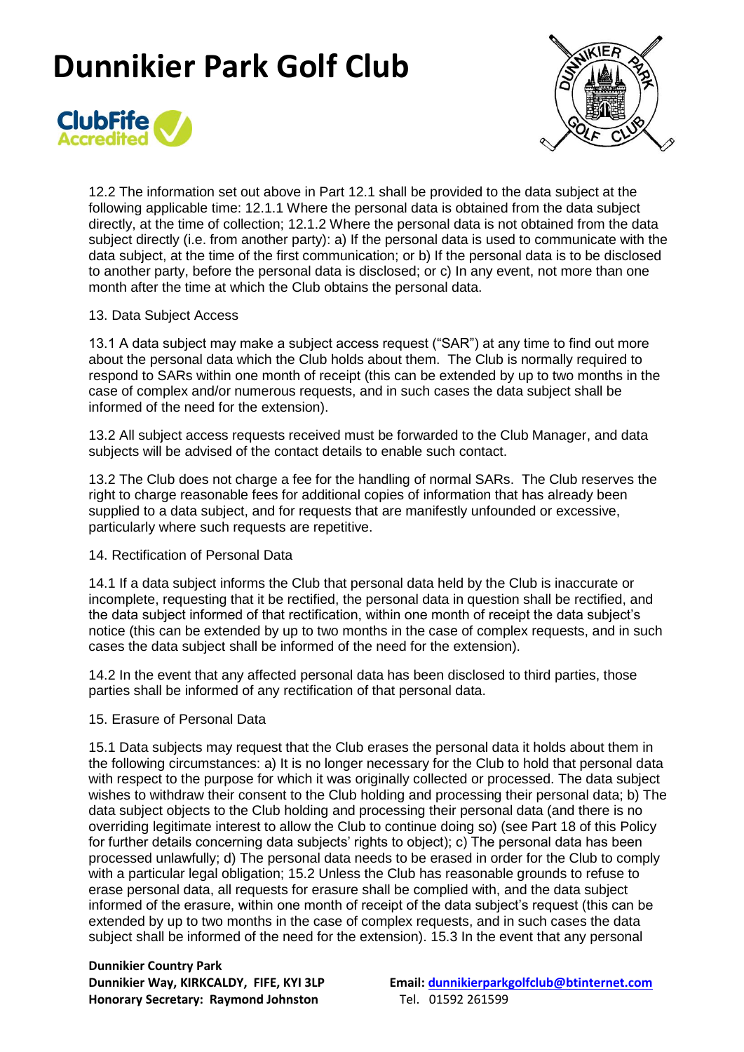12.2 The information set out above in Part 12.1 shall be provided to the data subject at the following applicable time: 12.1.1 Where the personal data is obtained from the data subject directly, at the time of collection; 12.1.2 Where the personal data is not obtained from the data subject directly (i.e. from another party): a) If the personal data is used to communicate with the data subject, at the time of the first communication; or b) If the personal data is to be disclosed to another party, before the personal data is disclosed; or c) In any event, not more than one month after the time at which the Club obtains the personal data.

13. Data Subject Access

13.1 A data subject may make a subject access request ("SAR") at any time to find out more about the personal data which the Club holds about them. The Club is normally required to respond to SARs within one month of receipt (this can be extended by up to two months in the case of complex and/or numerous requests, and in such cases the data subject shall be informed of the need for the extension).

13.2 All subject access requests received must be forwarded to the Club Manager, and data subjects will be advised of the contact details to enable such contact.

13.2 The Club does not charge a fee for the handling of normal SARs. The Club reserves the right to charge reasonable fees for additional copies of information that has already been supplied to a data subject, and for requests that are manifestly unfounded or excessive, particularly where such requests are repetitive.

14. Rectification of Personal Data

14.1 If a data subject informs the Club that personal data held by the Club is inaccurate or incomplete, requesting that it be rectified, the personal data in question shall be rectified, and the data subject informed of that rectification, within one month of receipt the data subject's notice (this can be extended by up to two months in the case of complex requests, and in such cases the data subject shall be informed of the need for the extension).

14.2 In the event that any affected personal data has been disclosed to third parties, those parties shall be informed of any rectification of that personal data.

15. Erasure of Personal Data

15.1 Data subjects may request that the Club erases the personal data it holds about them in the following circumstances: a) It is no longer necessary for the Club to hold that personal data with respect to the purpose for which it was originally collected or processed. The data subject wishes to withdraw their consent to the Club holding and processing their personal data; b) The data subject objects to the Club holding and processing their personal data (and there is no overriding legitimate interest to allow the Club to continue doing so) (see Part 18 of this Policy for further details concerning data subjects' rights to object); c) The personal data has been processed unlawfully; d) The personal data needs to be erased in order for the Club to comply with a particular legal obligation; 15.2 Unless the Club has reasonable grounds to refuse to erase personal data, all requests for erasure shall be complied with, and the data subject informed of the erasure, within one month of receipt of the data subject's request (this can be extended by up to two months in the case of complex requests, and in such cases the data subject shall be informed of the need for the extension). 15.3 In the event that any personal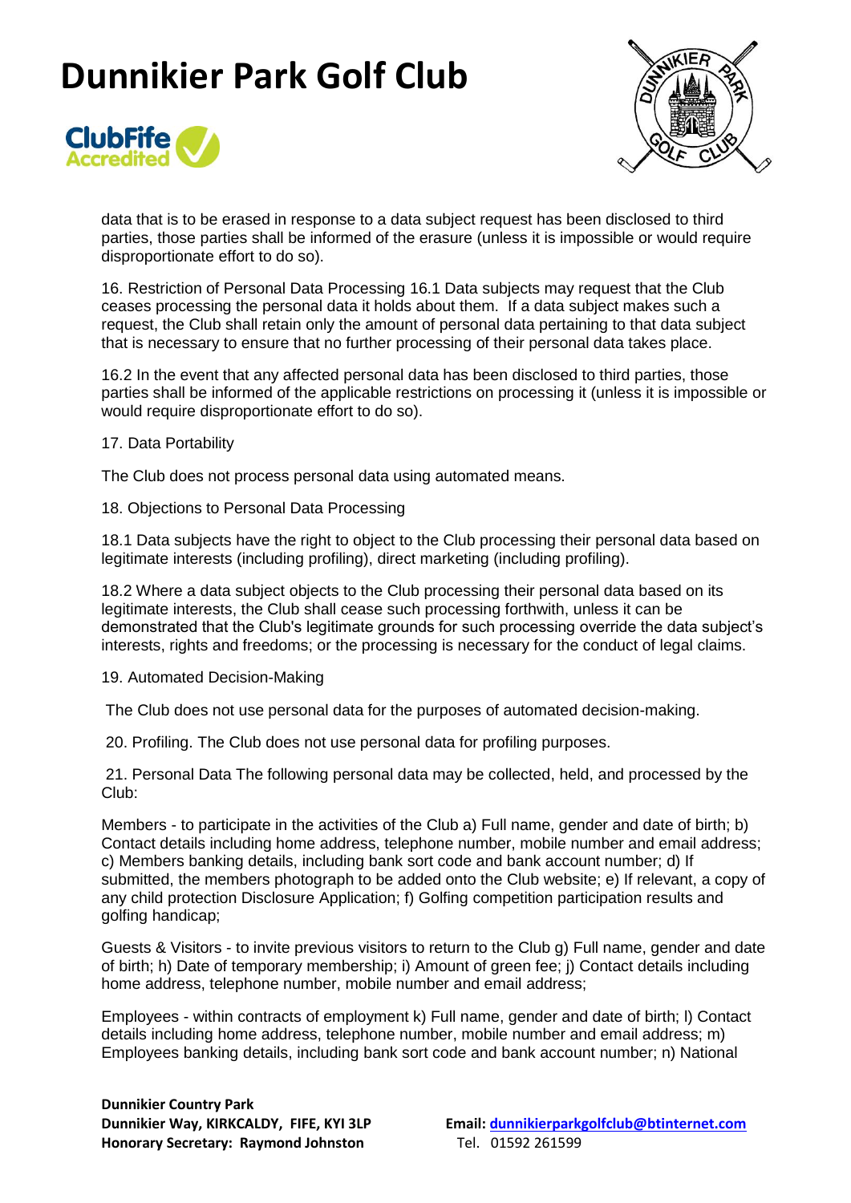data that is to be erased in response to a data subject request has been disclosed to third parties, those parties shall be informed of the erasure (unless it is impossible or would require disproportionate effort to do so).

16. Restriction of Personal Data Processing 16.1 Data subjects may request that the Club ceases processing the personal data it holds about them. If a data subject makes such a request, the Club shall retain only the amount of personal data pertaining to that data subject that is necessary to ensure that no further processing of their personal data takes place.

16.2 In the event that any affected personal data has been disclosed to third parties, those parties shall be informed of the applicable restrictions on processing it (unless it is impossible or would require disproportionate effort to do so).

17. Data Portability

The Club does not process personal data using automated means.

18. Objections to Personal Data Processing

18.1 Data subjects have the right to object to the Club processing their personal data based on legitimate interests (including profiling), direct marketing (including profiling).

18.2 Where a data subject objects to the Club processing their personal data based on its legitimate interests, the Club shall cease such processing forthwith, unless it can be demonstrated that the Club's legitimate grounds for such processing override the data subject's interests, rights and freedoms; or the processing is necessary for the conduct of legal claims.

19. Automated Decision-Making

The Club does not use personal data for the purposes of automated decision-making.

20. Profiling. The Club does not use personal data for profiling purposes.

21. Personal Data The following personal data may be collected, held, and processed by the Club:

Members - to participate in the activities of the Club a) Full name, gender and date of birth; b) Contact details including home address, telephone number, mobile number and email address; c) Members banking details, including bank sort code and bank account number; d) If submitted, the members photograph to be added onto the Club website; e) If relevant, a copy of any child protection Disclosure Application; f) Golfing competition participation results and golfing handicap;

Guests & Visitors - to invite previous visitors to return to the Club g) Full name, gender and date of birth; h) Date of temporary membership; i) Amount of green fee; j) Contact details including home address, telephone number, mobile number and email address;

Employees - within contracts of employment k) Full name, gender and date of birth; l) Contact details including home address, telephone number, mobile number and email address; m) Employees banking details, including bank sort code and bank account number; n) National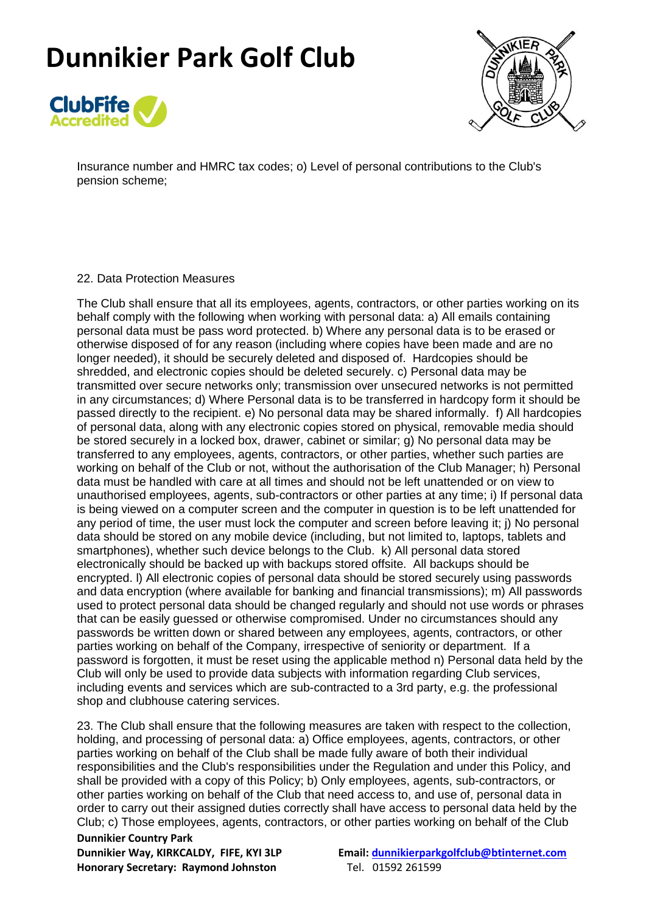Insurance number and HMRC tax codes; o) Level of personal contributions to the Club's pension scheme;

22. Data Protection Measures

The Club shall ensure that all its employees, agents, contractors, or other parties working on its behalf comply with the following when working with personal data: a) All emails containing personal data must be pass word protected. b) Where any personal data is to be erased or otherwise disposed of for any reason (including where copies have been made and are no longer needed), it should be securely deleted and disposed of. Hardcopies should be shredded, and electronic copies should be deleted securely. c) Personal data may be transmitted over secure networks only; transmission over unsecured networks is not permitted in any circumstances; d) Where Personal data is to be transferred in hardcopy form it should be passed directly to the recipient. e) No personal data may be shared informally. f) All hardcopies of personal data, along with any electronic copies stored on physical, removable media should be stored securely in a locked box, drawer, cabinet or similar; g) No personal data may be transferred to any employees, agents, contractors, or other parties, whether such parties are working on behalf of the Club or not, without the authorisation of the Club Manager; h) Personal data must be handled with care at all times and should not be left unattended or on view to unauthorised employees, agents, sub-contractors or other parties at any time; i) If personal data is being viewed on a computer screen and the computer in question is to be left unattended for any period of time, the user must lock the computer and screen before leaving it; j) No personal data should be stored on any mobile device (including, but not limited to, laptops, tablets and smartphones), whether such device belongs to the Club. k) All personal data stored electronically should be backed up with backups stored offsite. All backups should be encrypted. l) All electronic copies of personal data should be stored securely using passwords and data encryption (where available for banking and financial transmissions); m) All passwords used to protect personal data should be changed regularly and should not use words or phrases that can be easily guessed or otherwise compromised. Under no circumstances should any passwords be written down or shared between any employees, agents, contractors, or other parties working on behalf of the Company, irrespective of seniority or department. If a password is forgotten, it must be reset using the applicable method n) Personal data held by the Club will only be used to provide data subjects with information regarding Club services, including events and services which are sub-contracted to a 3rd party, e.g. the professional shop and clubhouse catering services.

23. The Club shall ensure that the following measures are taken with respect to the collection, holding, and processing of personal data: a) Office employees, agents, contractors, or other parties working on behalf of the Club shall be made fully aware of both their individual responsibilities and the Club's responsibilities under the Regulation and under this Policy, and shall be provided with a copy of this Policy; b) Only employees, agents, sub-contractors, or other parties working on behalf of the Club that need access to, and use of, personal data in order to carry out their assigned duties correctly shall have access to personal data held by the Club; c) Those employees, agents, contractors, or other parties working on behalf of the Club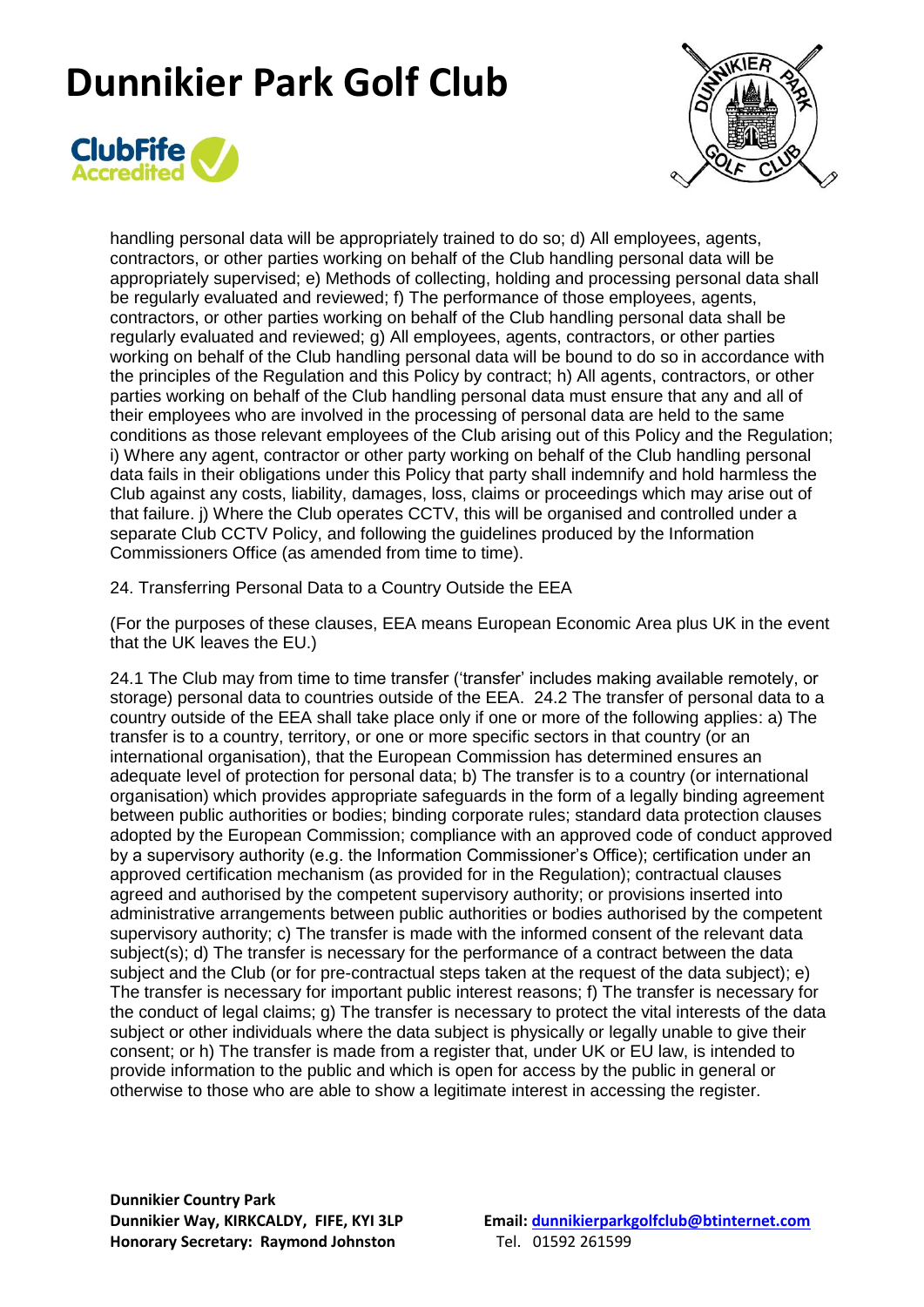handling personal data will be appropriately trained to do so; d) All employees, agents, contractors, or other parties working on behalf of the Club handling personal data will be appropriately supervised; e) Methods of collecting, holding and processing personal data shall be regularly evaluated and reviewed; f) The performance of those employees, agents, contractors, or other parties working on behalf of the Club handling personal data shall be regularly evaluated and reviewed; g) All employees, agents, contractors, or other parties working on behalf of the Club handling personal data will be bound to do so in accordance with the principles of the Regulation and this Policy by contract; h) All agents, contractors, or other parties working on behalf of the Club handling personal data must ensure that any and all of their employees who are involved in the processing of personal data are held to the same conditions as those relevant employees of the Club arising out of this Policy and the Regulation; i) Where any agent, contractor or other party working on behalf of the Club handling personal data fails in their obligations under this Policy that party shall indemnify and hold harmless the Club against any costs, liability, damages, loss, claims or proceedings which may arise out of that failure. j) Where the Club operates CCTV, this will be organised and controlled under a separate Club CCTV Policy, and following the guidelines produced by the Information Commissioners Office (as amended from time to time).

24. Transferring Personal Data to a Country Outside the EEA

(For the purposes of these clauses, EEA means European Economic Area plus UK in the event that the UK leaves the EU.)

24.1 The Club may from time to time transfer ('transfer' includes making available remotely, or storage) personal data to countries outside of the EEA. 24.2 The transfer of personal data to a country outside of the EEA shall take place only if one or more of the following applies: a) The transfer is to a country, territory, or one or more specific sectors in that country (or an international organisation), that the European Commission has determined ensures an adequate level of protection for personal data; b) The transfer is to a country (or international organisation) which provides appropriate safeguards in the form of a legally binding agreement between public authorities or bodies; binding corporate rules; standard data protection clauses adopted by the European Commission; compliance with an approved code of conduct approved by a supervisory authority (e.g. the Information Commissioner's Office); certification under an approved certification mechanism (as provided for in the Regulation); contractual clauses agreed and authorised by the competent supervisory authority; or provisions inserted into administrative arrangements between public authorities or bodies authorised by the competent supervisory authority; c) The transfer is made with the informed consent of the relevant data subject(s); d) The transfer is necessary for the performance of a contract between the data subject and the Club (or for pre-contractual steps taken at the request of the data subject); e) The transfer is necessary for important public interest reasons; f) The transfer is necessary for the conduct of legal claims; g) The transfer is necessary to protect the vital interests of the data subject or other individuals where the data subject is physically or legally unable to give their consent; or h) The transfer is made from a register that, under UK or EU law, is intended to provide information to the public and which is open for access by the public in general or otherwise to those who are able to show a legitimate interest in accessing the register.